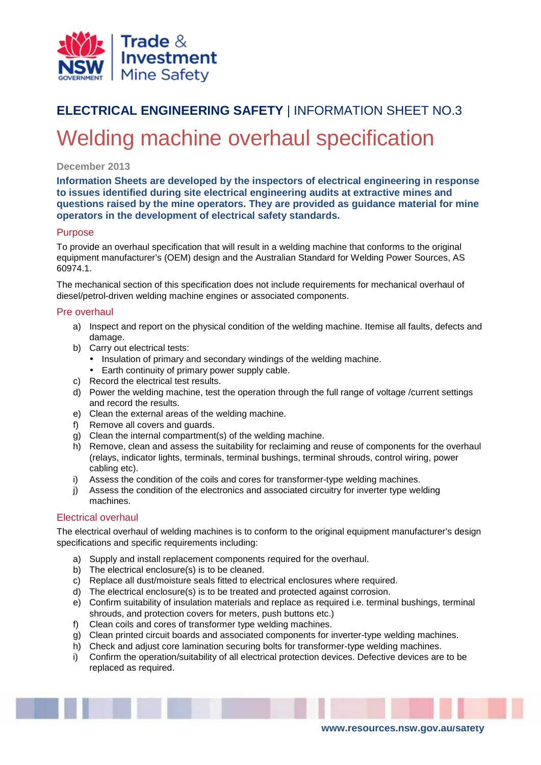Trade & Investment
Mine Safety

**ELECTRICAL ENGINEERING SAFETY** | INFORMATION SHEET NO.3

# Welding machine overhaul specification

December 2013

**Information Sheets are developed by the inspectors of electrical engineering in response to issues identified during site electrical engineering audits at extractive mines and questions raised by the mine operators. They are provided as guidance material for mine operators in the development of electrical safety standards.**

## Purpose

To provide an overhaul specification that will result in a welding machine that conforms to the original equipment manufacturer's (OEM) design and the Australian Standard for Welding Power Sources, AS 60974.1.

The mechanical section of this specification does not include requirements for mechanical overhaul of diesel/petrol-driven welding machine engines or associated components.

## Pre overhaul

a) Inspect and report on the physical condition of the welding machine. Itemise all faults, defects and damage.
b) Carry out electrical tests:
   - Insulation of primary and secondary windings of the welding machine.
   - Earth continuity of primary power supply cable.
c) Record the electrical test results.
d) Power the welding machine, test the operation through the full range of voltage /current settings and record the results.
e) Clean the external areas of the welding machine.
f) Remove all covers and guards.
g) Clean the internal compartment(s) of the welding machine.
h) Remove, clean and assess the suitability for reclaiming and reuse of components for the overhaul (relays, indicator lights, terminals, terminal bushings, terminal shrouds, control wiring, power cabling etc).
i) Assess the condition of the coils and cores for transformer-type welding machines.
j) Assess the condition of the electronics and associated circuitry for inverter type welding machines.

## Electrical overhaul

The electrical overhaul of welding machines is to conform to the original equipment manufacturer's design specifications and specific requirements including:

a) Supply and install replacement components required for the overhaul.
b) The electrical enclosure(s) is to be cleaned.
c) Replace all dust/moisture seals fitted to electrical enclosures where required.
d) The electrical enclosure(s) is to be treated and protected against corrosion.
e) Confirm suitability of insulation materials and replace as required i.e. terminal bushings, terminal shrouds, and protection covers for meters, push buttons etc.)
f) Clean coils and cores of transformer type welding machines.
g) Clean printed circuit boards and associated components for inverter-type welding machines.
h) Check and adjust core lamination securing bolts for transformer-type welding machines.
i) Confirm the operation/suitability of all electrical protection devices. Defective devices are to be replaced as required.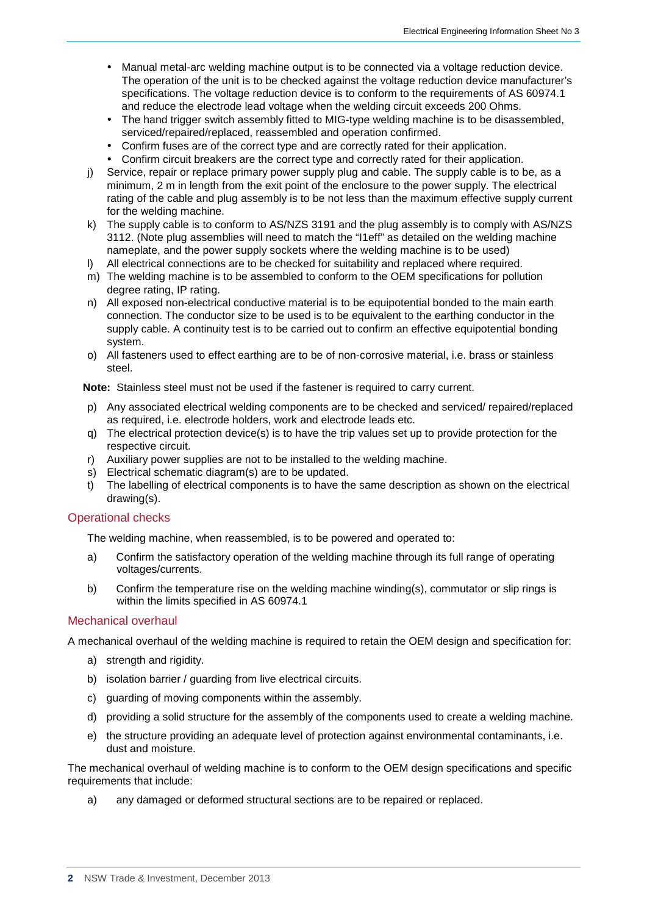- Manual metal-arc welding machine output is to be connected via a voltage reduction device. The operation of the unit is to be checked against the voltage reduction device manufacturer's specifications. The voltage reduction device is to conform to the requirements of AS 60974.1 and reduce the electrode lead voltage when the welding circuit exceeds 200 Ohms.
- The hand trigger switch assembly fitted to MIG-type welding machine is to be disassembled, serviced/repaired/replaced, reassembled and operation confirmed.
- Confirm fuses are of the correct type and are correctly rated for their application.
- Confirm circuit breakers are the correct type and correctly rated for their application.

j) Service, repair or replace primary power supply plug and cable. The supply cable is to be, as a minimum, 2 m in length from the exit point of the enclosure to the power supply. The electrical rating of the cable and plug assembly is to be not less than the maximum effective supply current for the welding machine.

k) The supply cable is to conform to AS/NZS 3191 and the plug assembly is to comply with AS/NZS 3112. (Note plug assemblies will need to match the "I1eff" as detailed on the welding machine nameplate, and the power supply sockets where the welding machine is to be used)

l) All electrical connections are to be checked for suitability and replaced where required.

m) The welding machine is to be assembled to conform to the OEM specifications for pollution degree rating, IP rating.

n) All exposed non-electrical conductive material is to be equipotential bonded to the main earth connection. The conductor size to be used is to be equivalent to the earthing conductor in the supply cable. A continuity test is to be carried out to confirm an effective equipotential bonding system.

o) All fasteners used to effect earthing are to be of non-corrosive material, i.e. brass or stainless steel.

**Note:** Stainless steel must not be used if the fastener is required to carry current.

p) Any associated electrical welding components are to be checked and serviced/ repaired/replaced as required, i.e. electrode holders, work and electrode leads etc.

q) The electrical protection device(s) is to have the trip values set up to provide protection for the respective circuit.

r) Auxiliary power supplies are not to be installed to the welding machine.

s) Electrical schematic diagram(s) are to be updated.

t) The labelling of electrical components is to have the same description as shown on the electrical drawing(s).

## Operational checks

The welding machine, when reassembled, is to be powered and operated to:

a) Confirm the satisfactory operation of the welding machine through its full range of operating voltages/currents.

b) Confirm the temperature rise on the welding machine winding(s), commutator or slip rings is within the limits specified in AS 60974.1

## Mechanical overhaul

A mechanical overhaul of the welding machine is required to retain the OEM design and specification for:

a) strength and rigidity.

b) isolation barrier / guarding from live electrical circuits.

c) guarding of moving components within the assembly.

d) providing a solid structure for the assembly of the components used to create a welding machine.

e) the structure providing an adequate level of protection against environmental contaminants, i.e. dust and moisture.

The mechanical overhaul of welding machine is to conform to the OEM design specifications and specific requirements that include:

a) any damaged or deformed structural sections are to be repaired or replaced.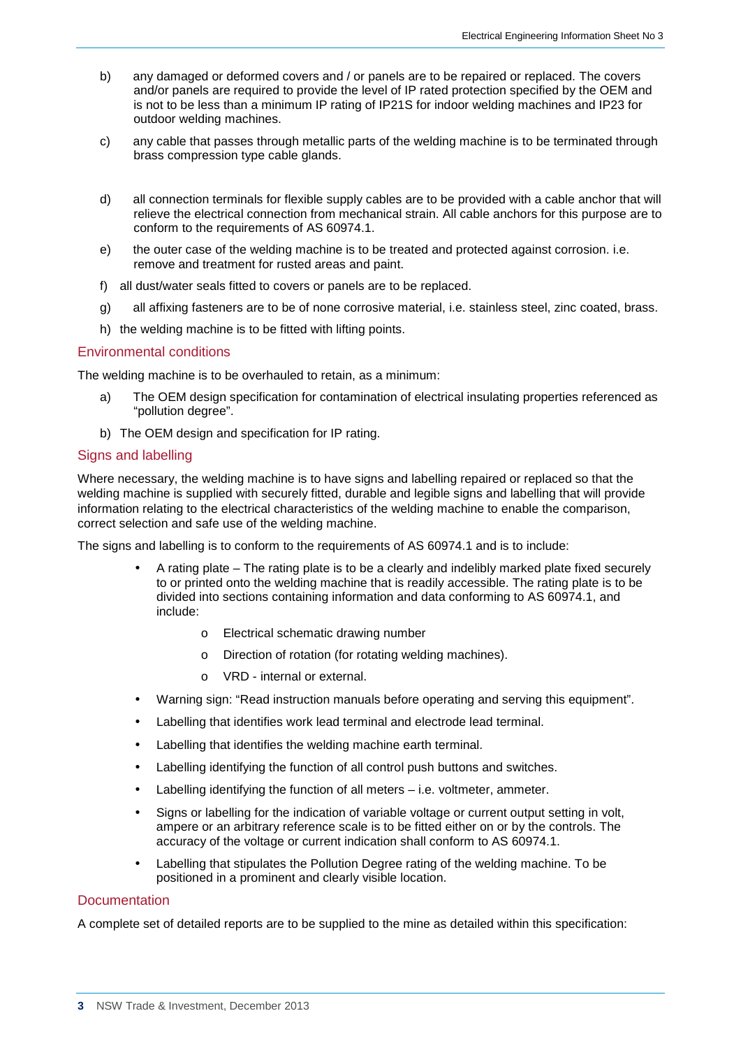b) any damaged or deformed covers and / or panels are to be repaired or replaced. The covers and/or panels are required to provide the level of IP rated protection specified by the OEM and is not to be less than a minimum IP rating of IP21S for indoor welding machines and IP23 for outdoor welding machines.

c) any cable that passes through metallic parts of the welding machine is to be terminated through brass compression type cable glands.

d) all connection terminals for flexible supply cables are to be provided with a cable anchor that will relieve the electrical connection from mechanical strain. All cable anchors for this purpose are to conform to the requirements of AS 60974.1.

e) the outer case of the welding machine is to be treated and protected against corrosion. i.e. remove and treatment for rusted areas and paint.

f) all dust/water seals fitted to covers or panels are to be replaced.

g) all affixing fasteners are to be of none corrosive material, i.e. stainless steel, zinc coated, brass.

h) the welding machine is to be fitted with lifting points.

## Environmental conditions

The welding machine is to be overhauled to retain, as a minimum:

a) The OEM design specification for contamination of electrical insulating properties referenced as "pollution degree".

b) The OEM design and specification for IP rating.

## Signs and labelling

Where necessary, the welding machine is to have signs and labelling repaired or replaced so that the welding machine is supplied with securely fitted, durable and legible signs and labelling that will provide information relating to the electrical characteristics of the welding machine to enable the comparison, correct selection and safe use of the welding machine.

The signs and labelling is to conform to the requirements of AS 60974.1 and is to include:

- A rating plate – The rating plate is to be a clearly and indelibly marked plate fixed securely to or printed onto the welding machine that is readily accessible. The rating plate is to be divided into sections containing information and data conforming to AS 60974.1, and include:
  - Electrical schematic drawing number
  - Direction of rotation (for rotating welding machines).
  - VRD - internal or external.
- Warning sign: "Read instruction manuals before operating and serving this equipment".
- Labelling that identifies work lead terminal and electrode lead terminal.
- Labelling that identifies the welding machine earth terminal.
- Labelling identifying the function of all control push buttons and switches.
- Labelling identifying the function of all meters – i.e. voltmeter, ammeter.
- Signs or labelling for the indication of variable voltage or current output setting in volt, ampere or an arbitrary reference scale is to be fitted either on or by the controls. The accuracy of the voltage or current indication shall conform to AS 60974.1.
- Labelling that stipulates the Pollution Degree rating of the welding machine. To be positioned in a prominent and clearly visible location.

## Documentation

A complete set of detailed reports are to be supplied to the mine as detailed within this specification: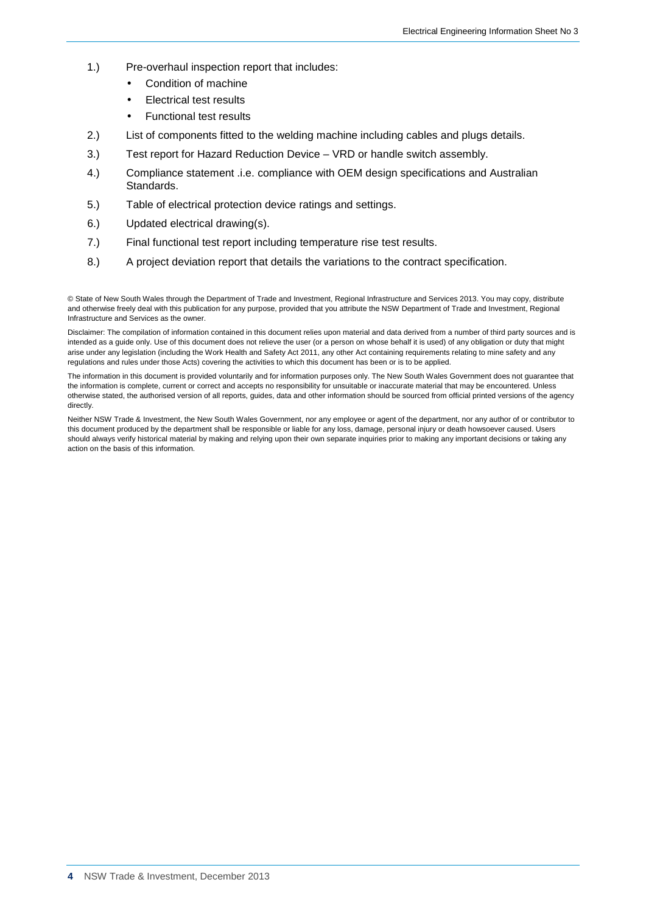1.) Pre-overhaul inspection report that includes:
   - Condition of machine
   - Electrical test results
   - Functional test results
2.) List of components fitted to the welding machine including cables and plugs details.
3.) Test report for Hazard Reduction Device – VRD or handle switch assembly.
4.) Compliance statement .i.e. compliance with OEM design specifications and Australian Standards.
5.) Table of electrical protection device ratings and settings.
6.) Updated electrical drawing(s).
7.) Final functional test report including temperature rise test results.
8.) A project deviation report that details the variations to the contract specification.

© State of New South Wales through the Department of Trade and Investment, Regional Infrastructure and Services 2013. You may copy, distribute and otherwise freely deal with this publication for any purpose, provided that you attribute the NSW Department of Trade and Investment, Regional Infrastructure and Services as the owner.

Disclaimer: The compilation of information contained in this document relies upon material and data derived from a number of third party sources and is intended as a guide only. Use of this document does not relieve the user (or a person on whose behalf it is used) of any obligation or duty that might arise under any legislation (including the Work Health and Safety Act 2011, any other Act containing requirements relating to mine safety and any regulations and rules under those Acts) covering the activities to which this document has been or is to be applied.

The information in this document is provided voluntarily and for information purposes only. The New South Wales Government does not guarantee that the information is complete, current or correct and accepts no responsibility for unsuitable or inaccurate material that may be encountered. Unless otherwise stated, the authorised version of all reports, guides, data and other information should be sourced from official printed versions of the agency directly.

Neither NSW Trade & Investment, the New South Wales Government, nor any employee or agent of the department, nor any author of or contributor to this document produced by the department shall be responsible or liable for any loss, damage, personal injury or death howsoever caused. Users should always verify historical material by making and relying upon their own separate inquiries prior to making any important decisions or taking any action on the basis of this information.